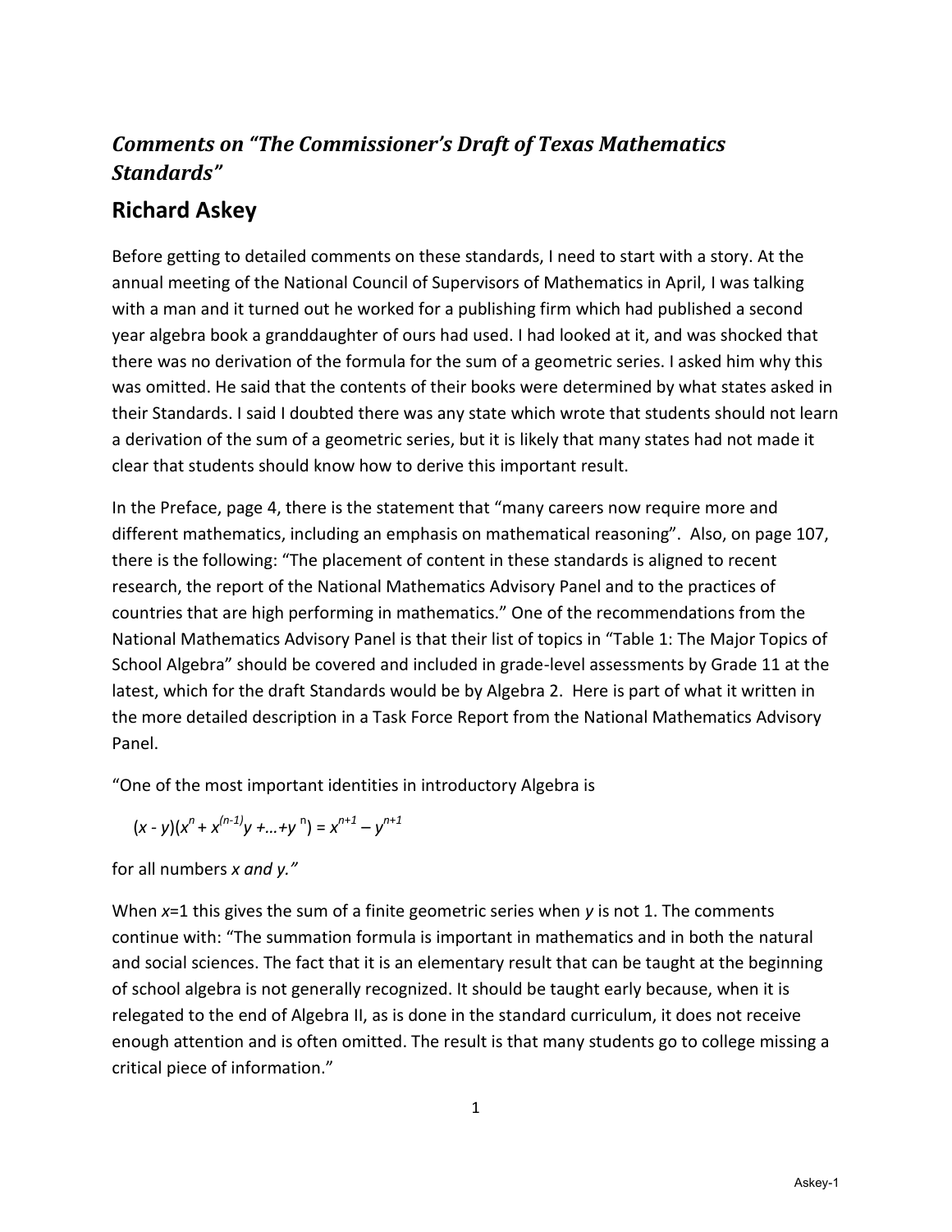## *Comments on "The Commissioner's Draft of Texas Mathematics Standards"*

## Richard Askey

Before getting to detailed comments on these standards, I need to start with a story. At the annual meeting of the National Council of Supervisors of Mathematics in April, I was talking with a man and it turned out he worked for a publishing firm which had published a second year algebra book a granddaughter of ours had used. I had looked at it, and was shocked that there was no derivation of the formula for the sum of a geometric series. I asked him why this was omitted. He said that the contents of their books were determined by what states asked in their Standards. I said I doubted there was any state which wrote that students should not learn a derivation of the sum of a geometric series, but it is likely that many states had not made it clear that students should know how to derive this important result.

In the Preface, page 4, there is the statement that "many careers now require more and different mathematics, including an emphasis on mathematical reasoning". Also, on page 107, there is the following: "The placement of content in these standards is aligned to recent research, the report of the National Mathematics Advisory Panel and to the practices of countries that are high performing in mathematics." One of the recommendations from the National Mathematics Advisory Panel is that their list of topics in "Table 1: The Major Topics of School Algebra" should be covered and included in grade-level assessments by Grade 11 at the latest, which for the draft Standards would be by Algebra 2. Here is part of what it written in the more detailed description in a Task Force Report from the National Mathematics Advisory Panel.

"One of the most important identities in introductory Algebra is

$$(x - y)(x^n + x^{(n-1)}y + \ldots + y^n) = x^{n+1} - y^{n+1}$$

for all numbers *x and y."*

When $x$=1 this gives the sum of a finite geometric series when $y$ is not 1. The comments continue with: "The summation formula is important in mathematics and in both the natural and social sciences. The fact that it is an elementary result that can be taught at the beginning of school algebra is not generally recognized. It should be taught early because, when it is relegated to the end of Algebra II, as is done in the standard curriculum, it does not receive enough attention and is often omitted. The result is that many students go to college missing a critical piece of information."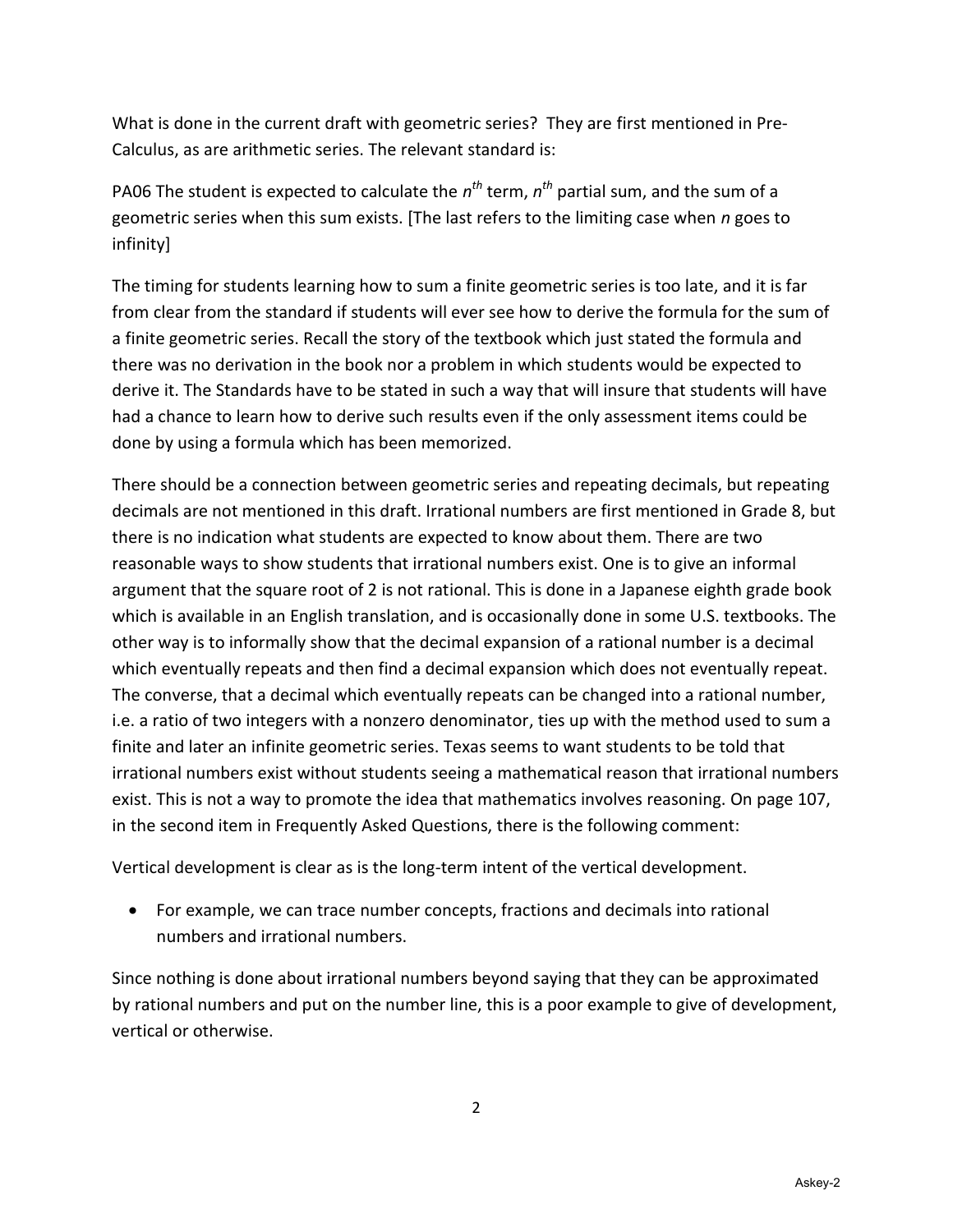What is done in the current draft with geometric series? They are first mentioned in Pre-Calculus, as are arithmetic series. The relevant standard is:

PA06 The student is expected to calculate the $n^{th}$ term, $n^{th}$ partial sum, and the sum of a geometric series when this sum exists. [The last refers to the limiting case when $n$ goes to infinity]

The timing for students learning how to sum a finite geometric series is too late, and it is far from clear from the standard if students will ever see how to derive the formula for the sum of a finite geometric series. Recall the story of the textbook which just stated the formula and there was no derivation in the book nor a problem in which students would be expected to derive it. The Standards have to be stated in such a way that will insure that students will have had a chance to learn how to derive such results even if the only assessment items could be done by using a formula which has been memorized.

There should be a connection between geometric series and repeating decimals, but repeating decimals are not mentioned in this draft. Irrational numbers are first mentioned in Grade 8, but there is no indication what students are expected to know about them. There are two reasonable ways to show students that irrational numbers exist. One is to give an informal argument that the square root of 2 is not rational. This is done in a Japanese eighth grade book which is available in an English translation, and is occasionally done in some U.S. textbooks. The other way is to informally show that the decimal expansion of a rational number is a decimal which eventually repeats and then find a decimal expansion which does not eventually repeat. The converse, that a decimal which eventually repeats can be changed into a rational number, i.e. a ratio of two integers with a nonzero denominator, ties up with the method used to sum a finite and later an infinite geometric series. Texas seems to want students to be told that irrational numbers exist without students seeing a mathematical reason that irrational numbers exist. This is not a way to promote the idea that mathematics involves reasoning. On page 107, in the second item in Frequently Asked Questions, there is the following comment:

Vertical development is clear as is the long-term intent of the vertical development.

- For example, we can trace number concepts, fractions and decimals into rational numbers and irrational numbers.

Since nothing is done about irrational numbers beyond saying that they can be approximated by rational numbers and put on the number line, this is a poor example to give of development, vertical or otherwise.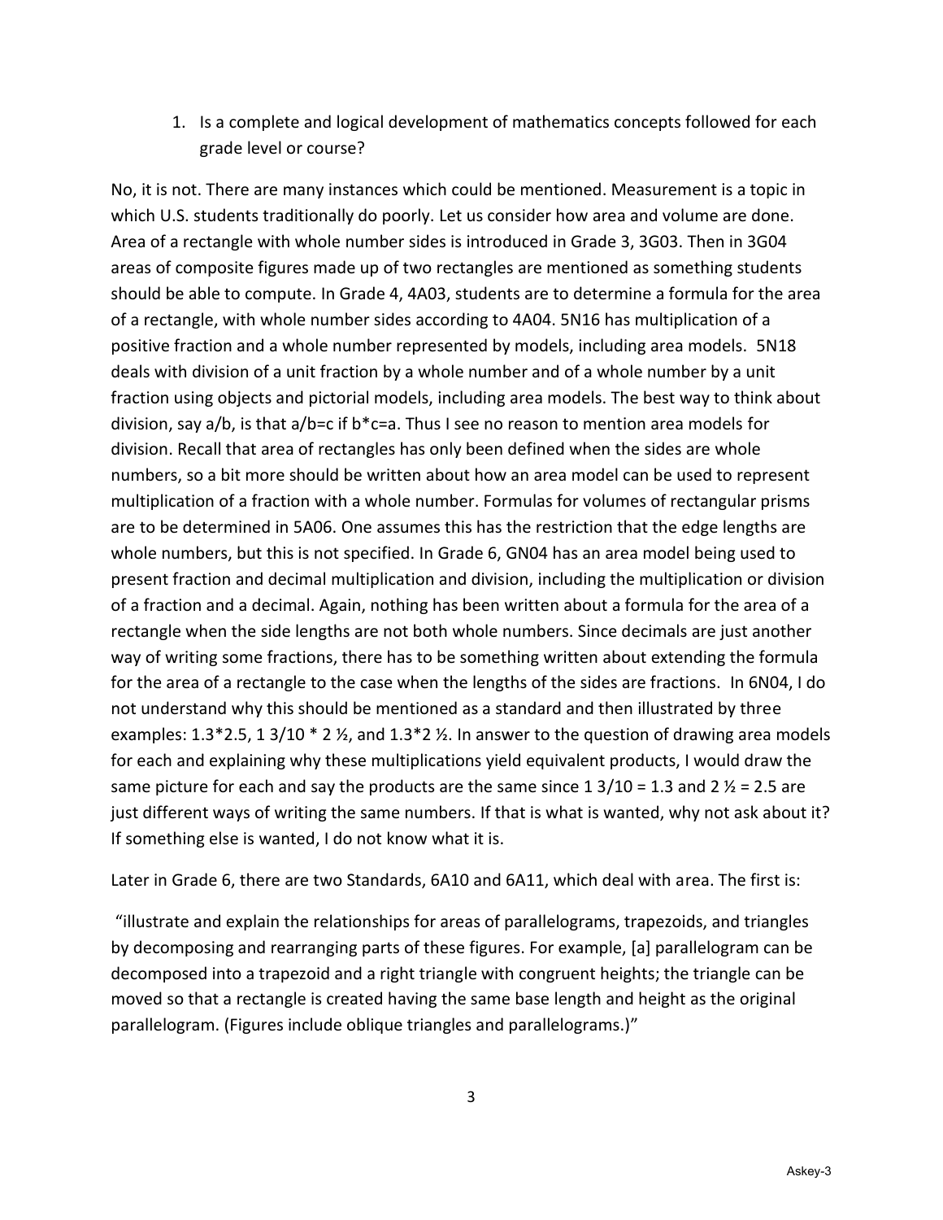1. Is a complete and logical development of mathematics concepts followed for each grade level or course?

No, it is not. There are many instances which could be mentioned. Measurement is a topic in which U.S. students traditionally do poorly. Let us consider how area and volume are done. Area of a rectangle with whole number sides is introduced in Grade 3, 3G03. Then in 3G04 areas of composite figures made up of two rectangles are mentioned as something students should be able to compute. In Grade 4, 4A03, students are to determine a formula for the area of a rectangle, with whole number sides according to 4A04. 5N16 has multiplication of a positive fraction and a whole number represented by models, including area models. 5N18 deals with division of a unit fraction by a whole number and of a whole number by a unit fraction using objects and pictorial models, including area models. The best way to think about division, say $a/b$, is that $a/b=c$ if $b*c=a$. Thus I see no reason to mention area models for division. Recall that area of rectangles has only been defined when the sides are whole numbers, so a bit more should be written about how an area model can be used to represent multiplication of a fraction with a whole number. Formulas for volumes of rectangular prisms are to be determined in 5A06. One assumes this has the restriction that the edge lengths are whole numbers, but this is not specified. In Grade 6, GN04 has an area model being used to present fraction and decimal multiplication and division, including the multiplication or division of a fraction and a decimal. Again, nothing has been written about a formula for the area of a rectangle when the side lengths are not both whole numbers. Since decimals are just another way of writing some fractions, there has to be something written about extending the formula for the area of a rectangle to the case when the lengths of the sides are fractions. In 6N04, I do not understand why this should be mentioned as a standard and then illustrated by three examples: $1.3*2.5$, $1\ 3/10 * 2\ ½$, and $1.3*2\ ½$. In answer to the question of drawing area models for each and explaining why these multiplications yield equivalent products, I would draw the same picture for each and say the products are the same since $1\ 3/10 = 1.3$ and $2\ ½ = 2.5$ are just different ways of writing the same numbers. If that is what is wanted, why not ask about it? If something else is wanted, I do not know what it is.

Later in Grade 6, there are two Standards, 6A10 and 6A11, which deal with area. The first is:

"illustrate and explain the relationships for areas of parallelograms, trapezoids, and triangles by decomposing and rearranging parts of these figures. For example, [a] parallelogram can be decomposed into a trapezoid and a right triangle with congruent heights; the triangle can be moved so that a rectangle is created having the same base length and height as the original parallelogram. (Figures include oblique triangles and parallelograms.)"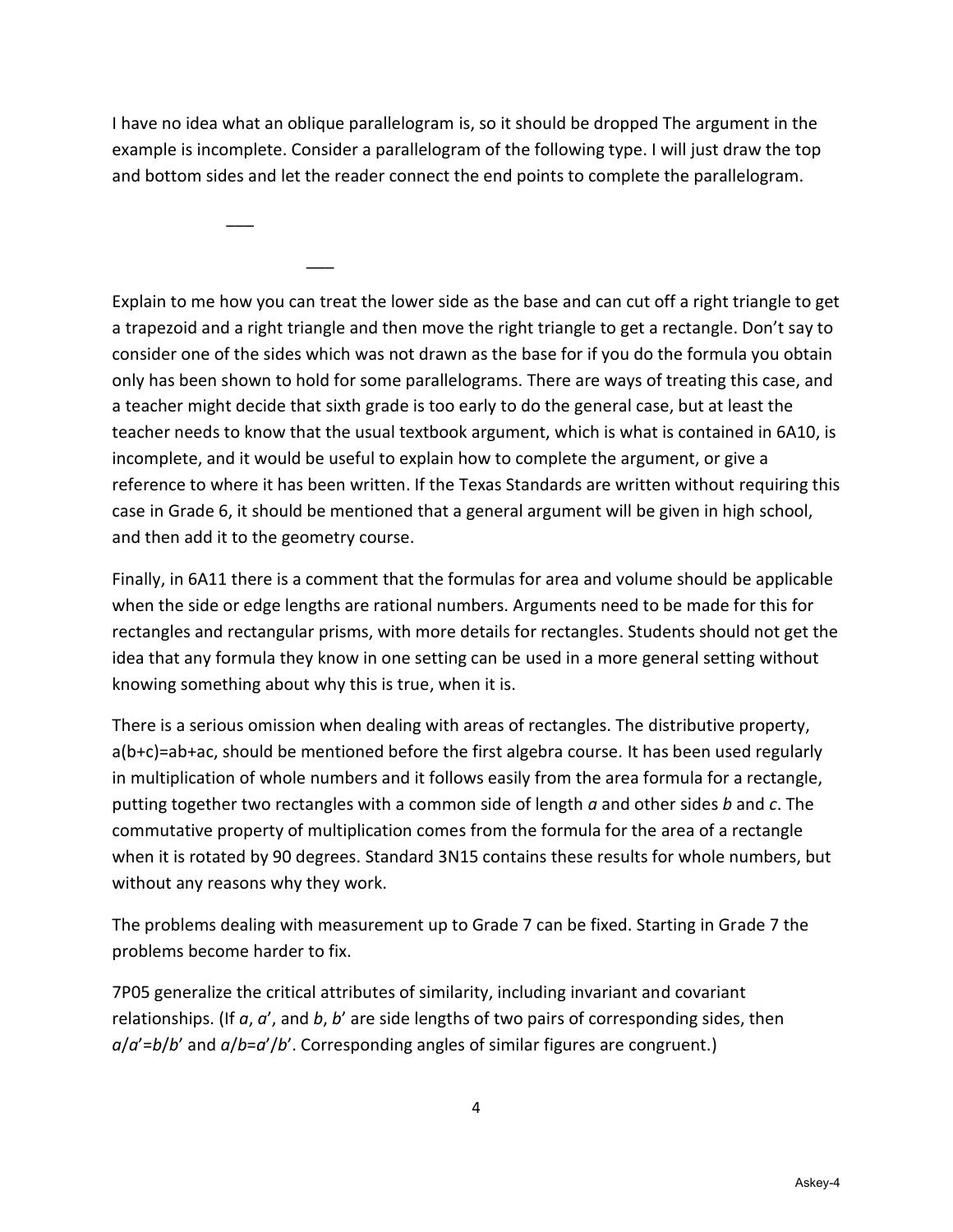I have no idea what an oblique parallelogram is, so it should be dropped The argument in the example is incomplete. Consider a parallelogram of the following type. I will just draw the top and bottom sides and let the reader connect the end points to complete the parallelogram.

___

                    ___

Explain to me how you can treat the lower side as the base and can cut off a right triangle to get a trapezoid and a right triangle and then move the right triangle to get a rectangle. Don't say to consider one of the sides which was not drawn as the base for if you do the formula you obtain only has been shown to hold for some parallelograms. There are ways of treating this case, and a teacher might decide that sixth grade is too early to do the general case, but at least the teacher needs to know that the usual textbook argument, which is what is contained in 6A10, is incomplete, and it would be useful to explain how to complete the argument, or give a reference to where it has been written. If the Texas Standards are written without requiring this case in Grade 6, it should be mentioned that a general argument will be given in high school, and then add it to the geometry course.

Finally, in 6A11 there is a comment that the formulas for area and volume should be applicable when the side or edge lengths are rational numbers. Arguments need to be made for this for rectangles and rectangular prisms, with more details for rectangles. Students should not get the idea that any formula they know in one setting can be used in a more general setting without knowing something about why this is true, when it is.

There is a serious omission when dealing with areas of rectangles. The distributive property, $a(b+c)=ab+ac$, should be mentioned before the first algebra course. It has been used regularly in multiplication of whole numbers and it follows easily from the area formula for a rectangle, putting together two rectangles with a common side of length $a$ and other sides $b$ and $c$. The commutative property of multiplication comes from the formula for the area of a rectangle when it is rotated by 90 degrees. Standard 3N15 contains these results for whole numbers, but without any reasons why they work.

The problems dealing with measurement up to Grade 7 can be fixed. Starting in Grade 7 the problems become harder to fix.

7P05 generalize the critical attributes of similarity, including invariant and covariant relationships. (If $a$, $a'$, and $b$, $b'$ are side lengths of two pairs of corresponding sides, then $a/a'=b/b'$ and $a/b=a'/b'$. Corresponding angles of similar figures are congruent.)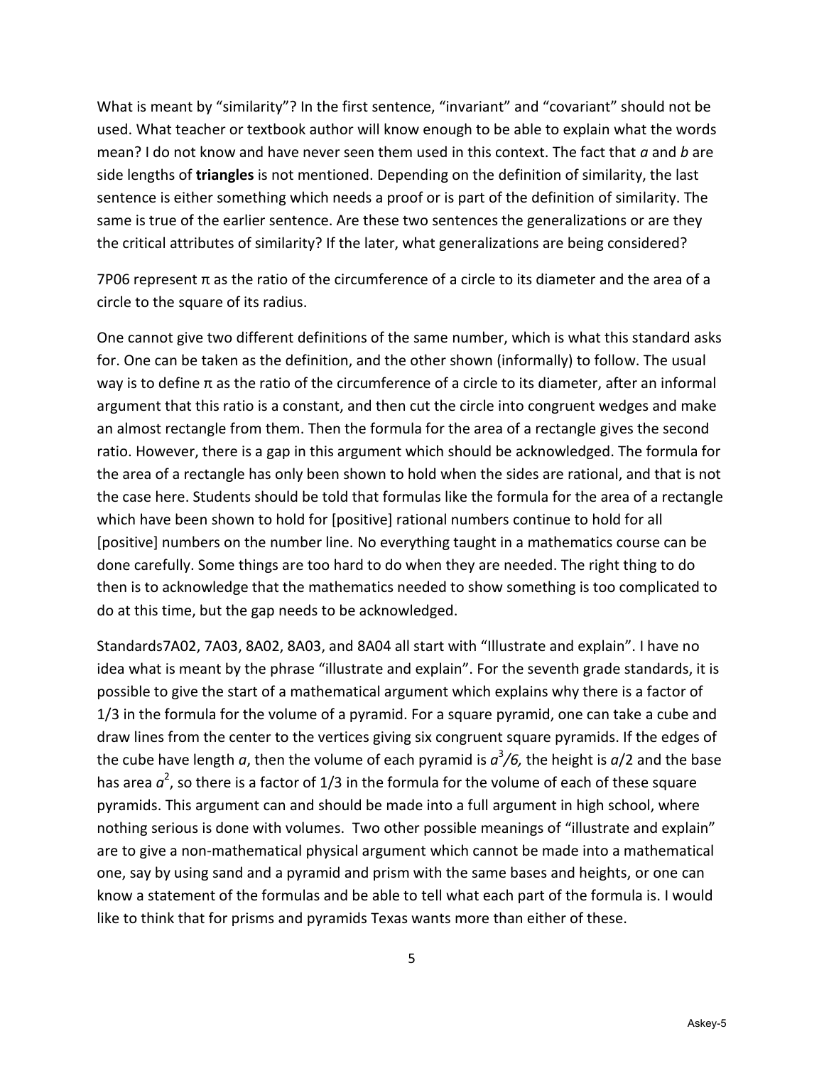What is meant by "similarity"? In the first sentence, "invariant" and "covariant" should not be used. What teacher or textbook author will know enough to be able to explain what the words mean? I do not know and have never seen them used in this context. The fact that $a$ and $b$ are side lengths of **triangles** is not mentioned. Depending on the definition of similarity, the last sentence is either something which needs a proof or is part of the definition of similarity. The same is true of the earlier sentence. Are these two sentences the generalizations or are they the critical attributes of similarity? If the later, what generalizations are being considered?

7P06 represent π as the ratio of the circumference of a circle to its diameter and the area of a circle to the square of its radius.

One cannot give two different definitions of the same number, which is what this standard asks for. One can be taken as the definition, and the other shown (informally) to follow. The usual way is to define π as the ratio of the circumference of a circle to its diameter, after an informal argument that this ratio is a constant, and then cut the circle into congruent wedges and make an almost rectangle from them. Then the formula for the area of a rectangle gives the second ratio. However, there is a gap in this argument which should be acknowledged. The formula for the area of a rectangle has only been shown to hold when the sides are rational, and that is not the case here. Students should be told that formulas like the formula for the area of a rectangle which have been shown to hold for [positive] rational numbers continue to hold for all [positive] numbers on the number line. No everything taught in a mathematics course can be done carefully. Some things are too hard to do when they are needed. The right thing to do then is to acknowledge that the mathematics needed to show something is too complicated to do at this time, but the gap needs to be acknowledged.

Standards7A02, 7A03, 8A02, 8A03, and 8A04 all start with "Illustrate and explain". I have no idea what is meant by the phrase "illustrate and explain". For the seventh grade standards, it is possible to give the start of a mathematical argument which explains why there is a factor of 1/3 in the formula for the volume of a pyramid. For a square pyramid, one can take a cube and draw lines from the center to the vertices giving six congruent square pyramids. If the edges of the cube have length $a$, then the volume of each pyramid is $a^3/6$, the height is $a/2$ and the base has area $a^2$, so there is a factor of 1/3 in the formula for the volume of each of these square pyramids. This argument can and should be made into a full argument in high school, where nothing serious is done with volumes. Two other possible meanings of "illustrate and explain" are to give a non-mathematical physical argument which cannot be made into a mathematical one, say by using sand and a pyramid and prism with the same bases and heights, or one can know a statement of the formulas and be able to tell what each part of the formula is. I would like to think that for prisms and pyramids Texas wants more than either of these.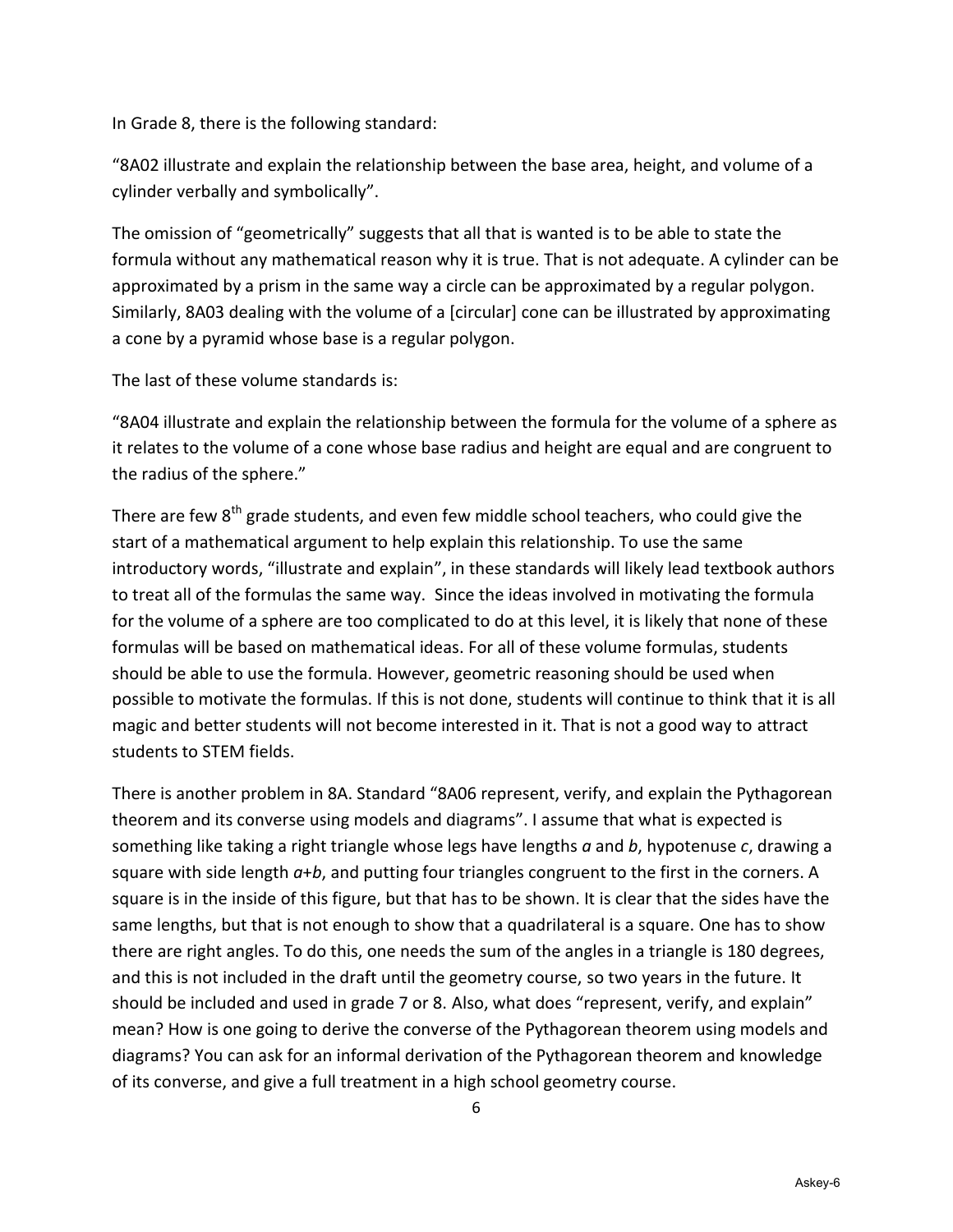In Grade 8, there is the following standard:

"8A02 illustrate and explain the relationship between the base area, height, and volume of a cylinder verbally and symbolically".

The omission of "geometrically" suggests that all that is wanted is to be able to state the formula without any mathematical reason why it is true. That is not adequate. A cylinder can be approximated by a prism in the same way a circle can be approximated by a regular polygon. Similarly, 8A03 dealing with the volume of a [circular] cone can be illustrated by approximating a cone by a pyramid whose base is a regular polygon.

The last of these volume standards is:

"8A04 illustrate and explain the relationship between the formula for the volume of a sphere as it relates to the volume of a cone whose base radius and height are equal and are congruent to the radius of the sphere."

There are few 8th grade students, and even few middle school teachers, who could give the start of a mathematical argument to help explain this relationship. To use the same introductory words, "illustrate and explain", in these standards will likely lead textbook authors to treat all of the formulas the same way. Since the ideas involved in motivating the formula for the volume of a sphere are too complicated to do at this level, it is likely that none of these formulas will be based on mathematical ideas. For all of these volume formulas, students should be able to use the formula. However, geometric reasoning should be used when possible to motivate the formulas. If this is not done, students will continue to think that it is all magic and better students will not become interested in it. That is not a good way to attract students to STEM fields.

There is another problem in 8A. Standard "8A06 represent, verify, and explain the Pythagorean theorem and its converse using models and diagrams". I assume that what is expected is something like taking a right triangle whose legs have lengths $a$ and $b$, hypotenuse $c$, drawing a square with side length $a+b$, and putting four triangles congruent to the first in the corners. A square is in the inside of this figure, but that has to be shown. It is clear that the sides have the same lengths, but that is not enough to show that a quadrilateral is a square. One has to show there are right angles. To do this, one needs the sum of the angles in a triangle is 180 degrees, and this is not included in the draft until the geometry course, so two years in the future. It should be included and used in grade 7 or 8. Also, what does "represent, verify, and explain" mean? How is one going to derive the converse of the Pythagorean theorem using models and diagrams? You can ask for an informal derivation of the Pythagorean theorem and knowledge of its converse, and give a full treatment in a high school geometry course.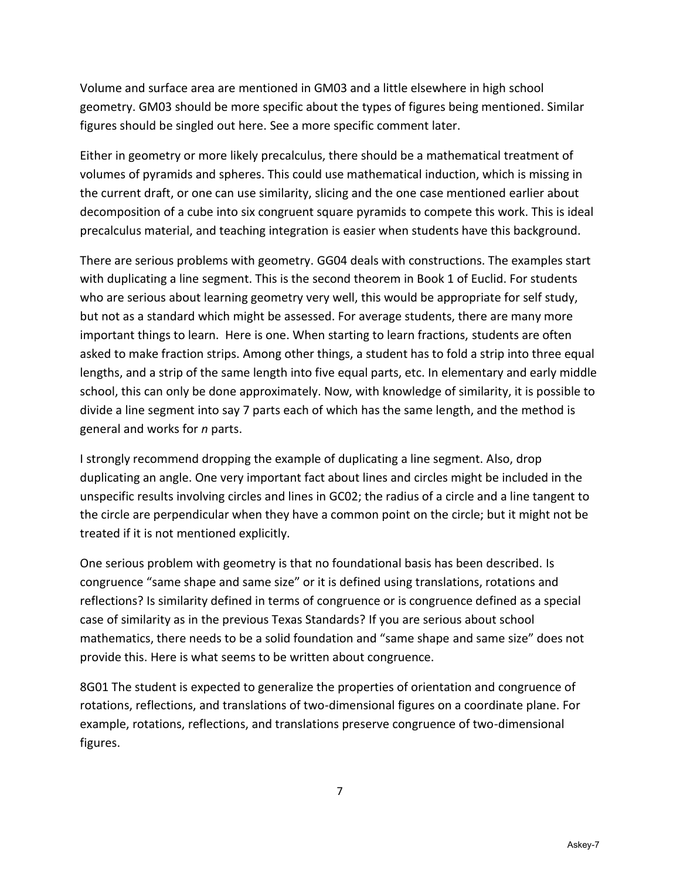Volume and surface area are mentioned in GM03 and a little elsewhere in high school geometry. GM03 should be more specific about the types of figures being mentioned. Similar figures should be singled out here. See a more specific comment later.

Either in geometry or more likely precalculus, there should be a mathematical treatment of volumes of pyramids and spheres. This could use mathematical induction, which is missing in the current draft, or one can use similarity, slicing and the one case mentioned earlier about decomposition of a cube into six congruent square pyramids to compete this work. This is ideal precalculus material, and teaching integration is easier when students have this background.

There are serious problems with geometry. GG04 deals with constructions. The examples start with duplicating a line segment. This is the second theorem in Book 1 of Euclid. For students who are serious about learning geometry very well, this would be appropriate for self study, but not as a standard which might be assessed. For average students, there are many more important things to learn. Here is one. When starting to learn fractions, students are often asked to make fraction strips. Among other things, a student has to fold a strip into three equal lengths, and a strip of the same length into five equal parts, etc. In elementary and early middle school, this can only be done approximately. Now, with knowledge of similarity, it is possible to divide a line segment into say 7 parts each of which has the same length, and the method is general and works for *n* parts.

I strongly recommend dropping the example of duplicating a line segment. Also, drop duplicating an angle. One very important fact about lines and circles might be included in the unspecific results involving circles and lines in GC02; the radius of a circle and a line tangent to the circle are perpendicular when they have a common point on the circle; but it might not be treated if it is not mentioned explicitly.

One serious problem with geometry is that no foundational basis has been described. Is congruence "same shape and same size" or it is defined using translations, rotations and reflections? Is similarity defined in terms of congruence or is congruence defined as a special case of similarity as in the previous Texas Standards? If you are serious about school mathematics, there needs to be a solid foundation and "same shape and same size" does not provide this. Here is what seems to be written about congruence.

8G01 The student is expected to generalize the properties of orientation and congruence of rotations, reflections, and translations of two-dimensional figures on a coordinate plane. For example, rotations, reflections, and translations preserve congruence of two-dimensional figures.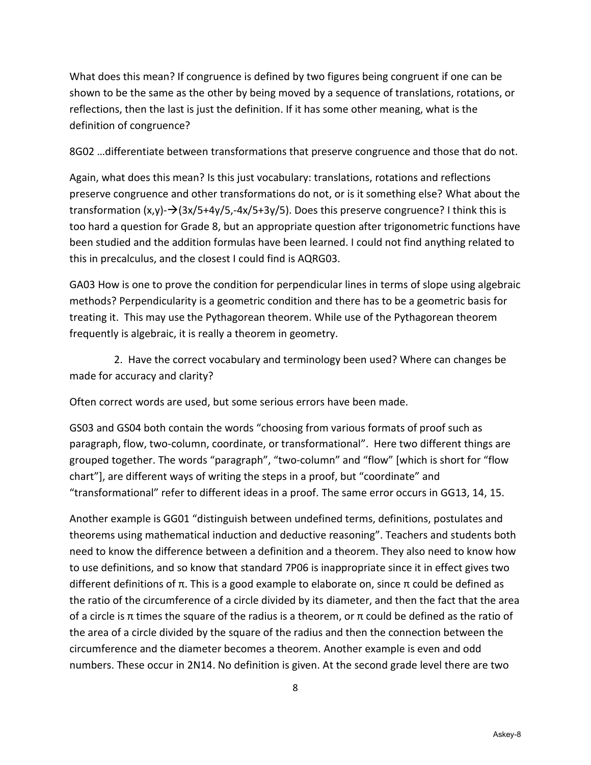What does this mean? If congruence is defined by two figures being congruent if one can be shown to be the same as the other by being moved by a sequence of translations, rotations, or reflections, then the last is just the definition. If it has some other meaning, what is the definition of congruence?

8G02 …differentiate between transformations that preserve congruence and those that do not.

Again, what does this mean? Is this just vocabulary: translations, rotations and reflections preserve congruence and other transformations do not, or is it something else? What about the transformation $(x,y) \rightarrow (3x/5+4y/5, -4x/5+3y/5)$. Does this preserve congruence? I think this is too hard a question for Grade 8, but an appropriate question after trigonometric functions have been studied and the addition formulas have been learned. I could not find anything related to this in precalculus, and the closest I could find is AQRG03.

GA03 How is one to prove the condition for perpendicular lines in terms of slope using algebraic methods? Perpendicularity is a geometric condition and there has to be a geometric basis for treating it. This may use the Pythagorean theorem. While use of the Pythagorean theorem frequently is algebraic, it is really a theorem in geometry.

2. Have the correct vocabulary and terminology been used? Where can changes be made for accuracy and clarity?

Often correct words are used, but some serious errors have been made.

GS03 and GS04 both contain the words "choosing from various formats of proof such as paragraph, flow, two-column, coordinate, or transformational". Here two different things are grouped together. The words "paragraph", "two-column" and "flow" [which is short for "flow chart"], are different ways of writing the steps in a proof, but "coordinate" and "transformational" refer to different ideas in a proof. The same error occurs in GG13, 14, 15.

Another example is GG01 "distinguish between undefined terms, definitions, postulates and theorems using mathematical induction and deductive reasoning". Teachers and students both need to know the difference between a definition and a theorem. They also need to know how to use definitions, and so know that standard 7P06 is inappropriate since it in effect gives two different definitions of π. This is a good example to elaborate on, since π could be defined as the ratio of the circumference of a circle divided by its diameter, and then the fact that the area of a circle is π times the square of the radius is a theorem, or π could be defined as the ratio of the area of a circle divided by the square of the radius and then the connection between the circumference and the diameter becomes a theorem. Another example is even and odd numbers. These occur in 2N14. No definition is given. At the second grade level there are two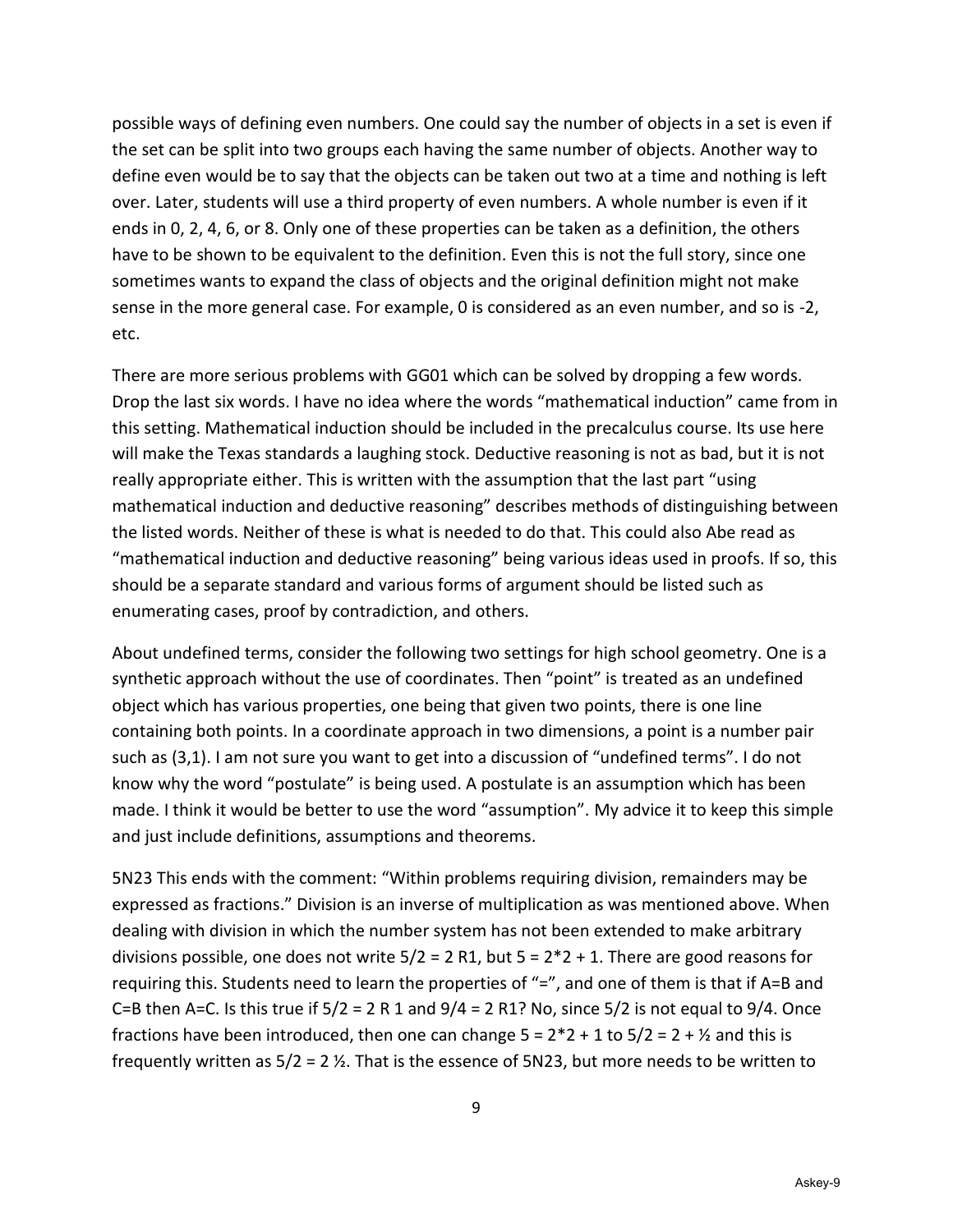possible ways of defining even numbers. One could say the number of objects in a set is even if the set can be split into two groups each having the same number of objects. Another way to define even would be to say that the objects can be taken out two at a time and nothing is left over. Later, students will use a third property of even numbers. A whole number is even if it ends in 0, 2, 4, 6, or 8. Only one of these properties can be taken as a definition, the others have to be shown to be equivalent to the definition. Even this is not the full story, since one sometimes wants to expand the class of objects and the original definition might not make sense in the more general case. For example, 0 is considered as an even number, and so is -2, etc.

There are more serious problems with GG01 which can be solved by dropping a few words. Drop the last six words. I have no idea where the words "mathematical induction" came from in this setting. Mathematical induction should be included in the precalculus course. Its use here will make the Texas standards a laughing stock. Deductive reasoning is not as bad, but it is not really appropriate either. This is written with the assumption that the last part "using mathematical induction and deductive reasoning" describes methods of distinguishing between the listed words. Neither of these is what is needed to do that. This could also Abe read as "mathematical induction and deductive reasoning" being various ideas used in proofs. If so, this should be a separate standard and various forms of argument should be listed such as enumerating cases, proof by contradiction, and others.

About undefined terms, consider the following two settings for high school geometry. One is a synthetic approach without the use of coordinates. Then "point" is treated as an undefined object which has various properties, one being that given two points, there is one line containing both points. In a coordinate approach in two dimensions, a point is a number pair such as (3,1). I am not sure you want to get into a discussion of "undefined terms". I do not know why the word "postulate" is being used. A postulate is an assumption which has been made. I think it would be better to use the word "assumption". My advice it to keep this simple and just include definitions, assumptions and theorems.

5N23 This ends with the comment: "Within problems requiring division, remainders may be expressed as fractions." Division is an inverse of multiplication as was mentioned above. When dealing with division in which the number system has not been extended to make arbitrary divisions possible, one does not write $5/2 = 2$ R1, but $5 = 2*2 + 1$. There are good reasons for requiring this. Students need to learn the properties of "=", and one of them is that if A=B and C=B then A=C. Is this true if $5/2 = 2$ R 1 and $9/4 = 2$ R1? No, since $5/2$ is not equal to $9/4$. Once fractions have been introduced, then one can change $5 = 2*2 + 1$ to $5/2 = 2 + ½$ and this is frequently written as $5/2 = 2 ½$. That is the essence of 5N23, but more needs to be written to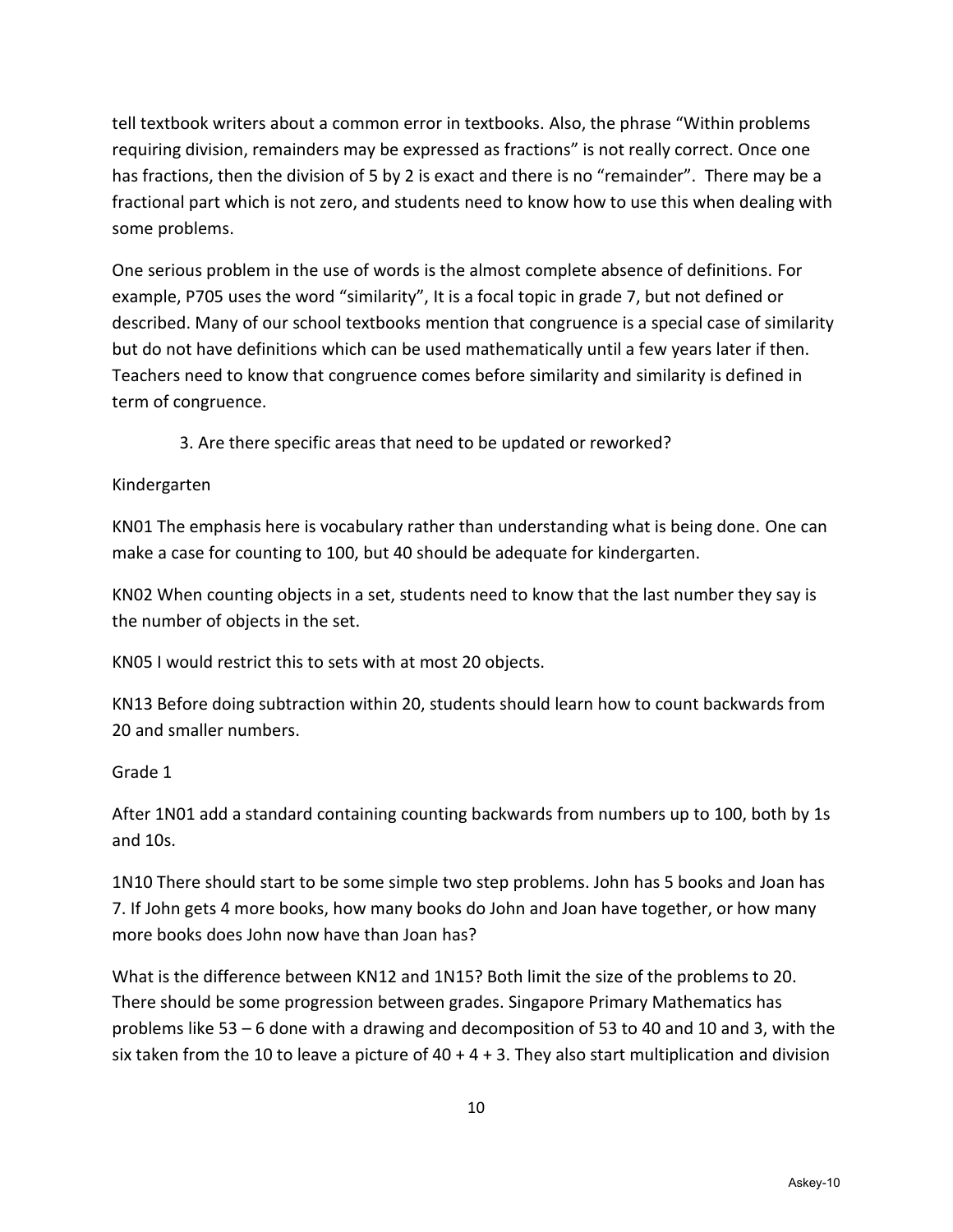tell textbook writers about a common error in textbooks. Also, the phrase "Within problems requiring division, remainders may be expressed as fractions" is not really correct. Once one has fractions, then the division of 5 by 2 is exact and there is no "remainder". There may be a fractional part which is not zero, and students need to know how to use this when dealing with some problems.

One serious problem in the use of words is the almost complete absence of definitions. For example, P705 uses the word "similarity", It is a focal topic in grade 7, but not defined or described. Many of our school textbooks mention that congruence is a special case of similarity but do not have definitions which can be used mathematically until a few years later if then. Teachers need to know that congruence comes before similarity and similarity is defined in term of congruence.

3. Are there specific areas that need to be updated or reworked?

Kindergarten

KN01 The emphasis here is vocabulary rather than understanding what is being done. One can make a case for counting to 100, but 40 should be adequate for kindergarten.

KN02 When counting objects in a set, students need to know that the last number they say is the number of objects in the set.

KN05 I would restrict this to sets with at most 20 objects.

KN13 Before doing subtraction within 20, students should learn how to count backwards from 20 and smaller numbers.

Grade 1

After 1N01 add a standard containing counting backwards from numbers up to 100, both by 1s and 10s.

1N10 There should start to be some simple two step problems. John has 5 books and Joan has 7. If John gets 4 more books, how many books do John and Joan have together, or how many more books does John now have than Joan has?

What is the difference between KN12 and 1N15? Both limit the size of the problems to 20. There should be some progression between grades. Singapore Primary Mathematics has problems like 53 – 6 done with a drawing and decomposition of 53 to 40 and 10 and 3, with the six taken from the 10 to leave a picture of 40 + 4 + 3. They also start multiplication and division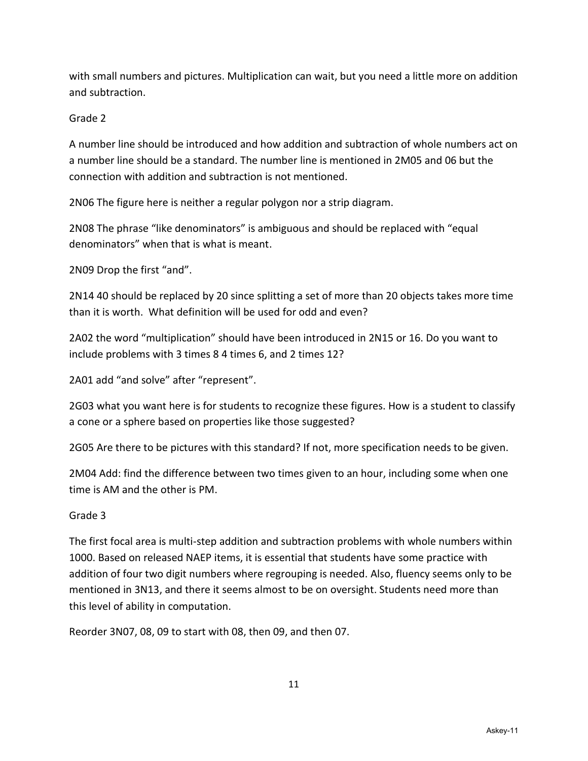with small numbers and pictures. Multiplication can wait, but you need a little more on addition and subtraction.

Grade 2

A number line should be introduced and how addition and subtraction of whole numbers act on a number line should be a standard. The number line is mentioned in 2M05 and 06 but the connection with addition and subtraction is not mentioned.

2N06 The figure here is neither a regular polygon nor a strip diagram.

2N08 The phrase "like denominators" is ambiguous and should be replaced with "equal denominators" when that is what is meant.

2N09 Drop the first "and".

2N14 40 should be replaced by 20 since splitting a set of more than 20 objects takes more time than it is worth. What definition will be used for odd and even?

2A02 the word "multiplication" should have been introduced in 2N15 or 16. Do you want to include problems with 3 times 8 4 times 6, and 2 times 12?

2A01 add "and solve" after "represent".

2G03 what you want here is for students to recognize these figures. How is a student to classify a cone or a sphere based on properties like those suggested?

2G05 Are there to be pictures with this standard? If not, more specification needs to be given.

2M04 Add: find the difference between two times given to an hour, including some when one time is AM and the other is PM.

Grade 3

The first focal area is multi-step addition and subtraction problems with whole numbers within 1000. Based on released NAEP items, it is essential that students have some practice with addition of four two digit numbers where regrouping is needed. Also, fluency seems only to be mentioned in 3N13, and there it seems almost to be on oversight. Students need more than this level of ability in computation.

Reorder 3N07, 08, 09 to start with 08, then 09, and then 07.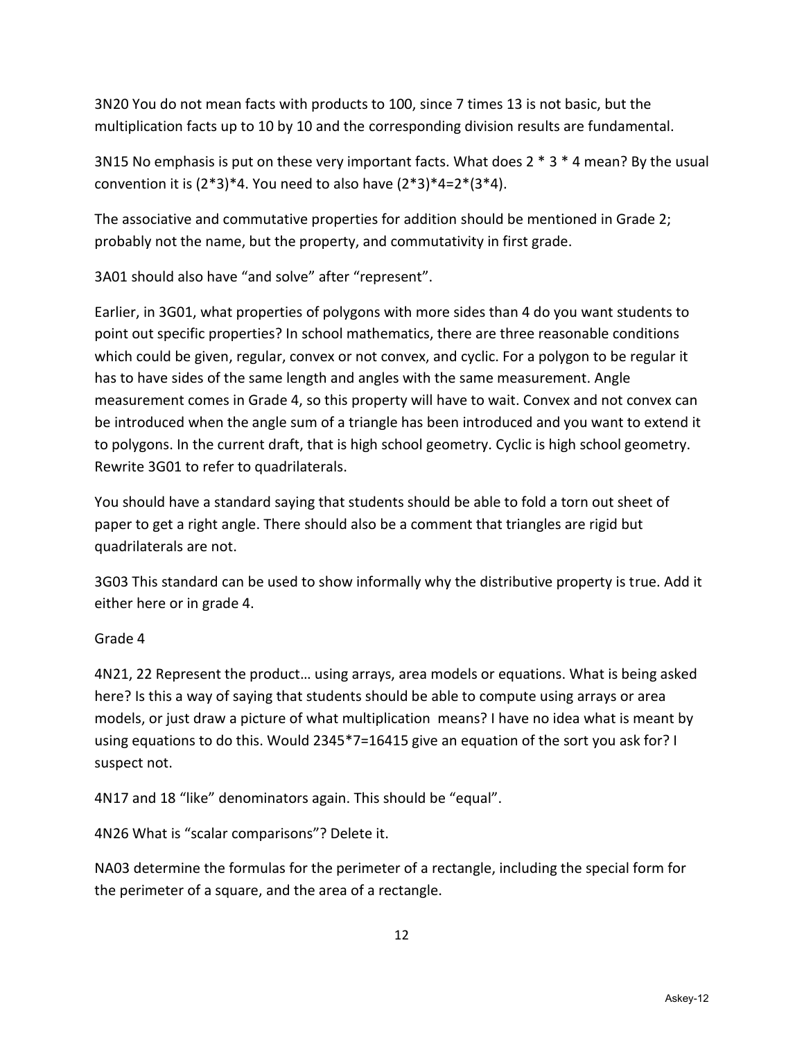3N20 You do not mean facts with products to 100, since 7 times 13 is not basic, but the multiplication facts up to 10 by 10 and the corresponding division results are fundamental.

3N15 No emphasis is put on these very important facts. What does $2 * 3 * 4$ mean? By the usual convention it is $(2*3)*4$. You need to also have $(2*3)*4=2*(3*4)$.

The associative and commutative properties for addition should be mentioned in Grade 2; probably not the name, but the property, and commutativity in first grade.

3A01 should also have "and solve" after "represent".

Earlier, in 3G01, what properties of polygons with more sides than 4 do you want students to point out specific properties? In school mathematics, there are three reasonable conditions which could be given, regular, convex or not convex, and cyclic. For a polygon to be regular it has to have sides of the same length and angles with the same measurement. Angle measurement comes in Grade 4, so this property will have to wait. Convex and not convex can be introduced when the angle sum of a triangle has been introduced and you want to extend it to polygons. In the current draft, that is high school geometry. Cyclic is high school geometry. Rewrite 3G01 to refer to quadrilaterals.

You should have a standard saying that students should be able to fold a torn out sheet of paper to get a right angle. There should also be a comment that triangles are rigid but quadrilaterals are not.

3G03 This standard can be used to show informally why the distributive property is true. Add it either here or in grade 4.

Grade 4

4N21, 22 Represent the product… using arrays, area models or equations. What is being asked here? Is this a way of saying that students should be able to compute using arrays or area models, or just draw a picture of what multiplication means? I have no idea what is meant by using equations to do this. Would $2345*7=16415$ give an equation of the sort you ask for? I suspect not.

4N17 and 18 "like" denominators again. This should be "equal".

4N26 What is "scalar comparisons"? Delete it.

NA03 determine the formulas for the perimeter of a rectangle, including the special form for the perimeter of a square, and the area of a rectangle.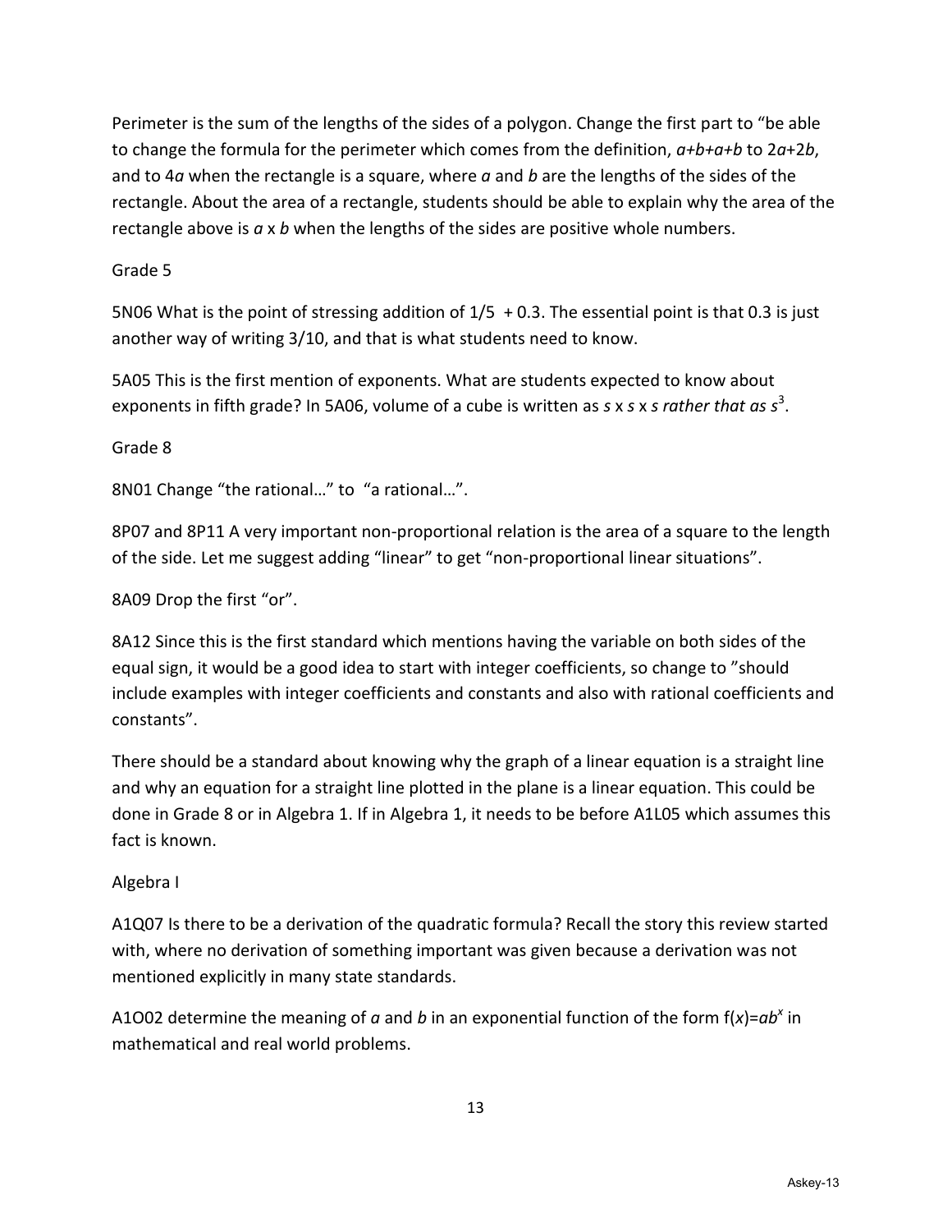Perimeter is the sum of the lengths of the sides of a polygon. Change the first part to "be able to change the formula for the perimeter which comes from the definition, $a+b+a+b$ to $2a+2b$, and to $4a$ when the rectangle is a square, where $a$ and $b$ are the lengths of the sides of the rectangle. About the area of a rectangle, students should be able to explain why the area of the rectangle above is $a \times b$ when the lengths of the sides are positive whole numbers.

Grade 5

5N06 What is the point of stressing addition of $1/5 + 0.3$. The essential point is that 0.3 is just another way of writing 3/10, and that is what students need to know.

5A05 This is the first mention of exponents. What are students expected to know about exponents in fifth grade? In 5A06, volume of a cube is written as $s \times s \times s$ *rather that as* $s^3$.

Grade 8

8N01 Change "the rational…" to "a rational…".

8P07 and 8P11 A very important non-proportional relation is the area of a square to the length of the side. Let me suggest adding "linear" to get "non-proportional linear situations".

8A09 Drop the first "or".

8A12 Since this is the first standard which mentions having the variable on both sides of the equal sign, it would be a good idea to start with integer coefficients, so change to "should include examples with integer coefficients and constants and also with rational coefficients and constants".

There should be a standard about knowing why the graph of a linear equation is a straight line and why an equation for a straight line plotted in the plane is a linear equation. This could be done in Grade 8 or in Algebra 1. If in Algebra 1, it needs to be before A1L05 which assumes this fact is known.

Algebra I

A1Q07 Is there to be a derivation of the quadratic formula? Recall the story this review started with, where no derivation of something important was given because a derivation was not mentioned explicitly in many state standards.

A1O02 determine the meaning of $a$ and $b$ in an exponential function of the form $f(x)=ab^x$ in mathematical and real world problems.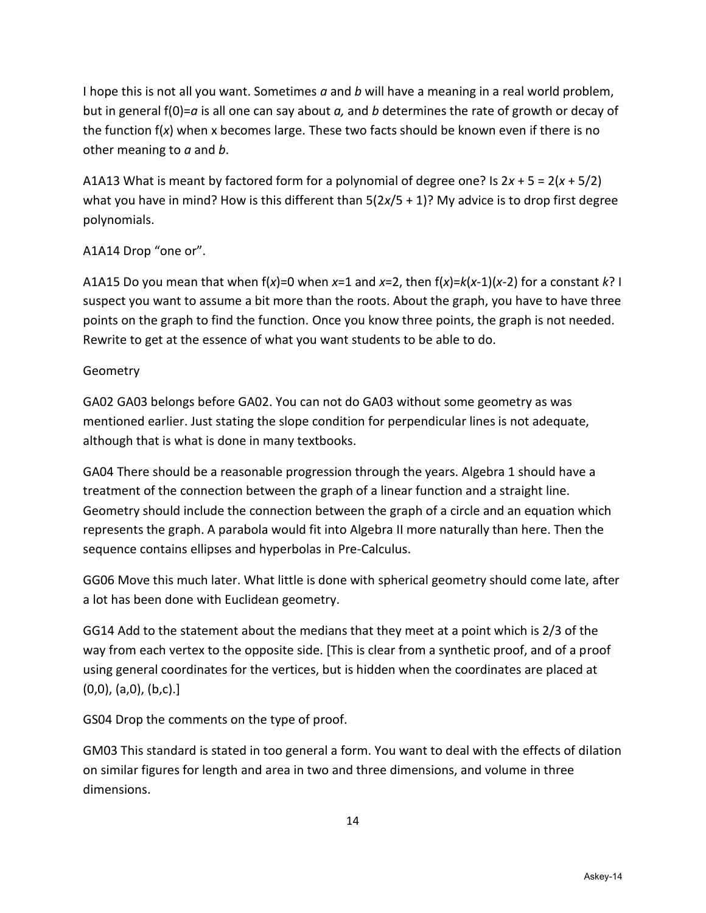I hope this is not all you want. Sometimes *a* and *b* will have a meaning in a real world problem, but in general f(0)=*a* is all one can say about *a,* and *b* determines the rate of growth or decay of the function f(*x*) when x becomes large. These two facts should be known even if there is no other meaning to *a* and *b*.

A1A13 What is meant by factored form for a polynomial of degree one? Is $2x + 5 = 2(x + 5/2)$ what you have in mind? How is this different than $5(2x/5 + 1)$? My advice is to drop first degree polynomials.

A1A14 Drop "one or".

A1A15 Do you mean that when $f(x)=0$ when $x=1$ and $x=2$, then $f(x)=k(x-1)(x-2)$ for a constant $k$? I suspect you want to assume a bit more than the roots. About the graph, you have to have three points on the graph to find the function. Once you know three points, the graph is not needed. Rewrite to get at the essence of what you want students to be able to do.

Geometry

GA02 GA03 belongs before GA02. You can not do GA03 without some geometry as was mentioned earlier. Just stating the slope condition for perpendicular lines is not adequate, although that is what is done in many textbooks.

GA04 There should be a reasonable progression through the years. Algebra 1 should have a treatment of the connection between the graph of a linear function and a straight line. Geometry should include the connection between the graph of a circle and an equation which represents the graph. A parabola would fit into Algebra II more naturally than here. Then the sequence contains ellipses and hyperbolas in Pre-Calculus.

GG06 Move this much later. What little is done with spherical geometry should come late, after a lot has been done with Euclidean geometry.

GG14 Add to the statement about the medians that they meet at a point which is 2/3 of the way from each vertex to the opposite side. [This is clear from a synthetic proof, and of a proof using general coordinates for the vertices, but is hidden when the coordinates are placed at (0,0), (a,0), (b,c).]

GS04 Drop the comments on the type of proof.

GM03 This standard is stated in too general a form. You want to deal with the effects of dilation on similar figures for length and area in two and three dimensions, and volume in three dimensions.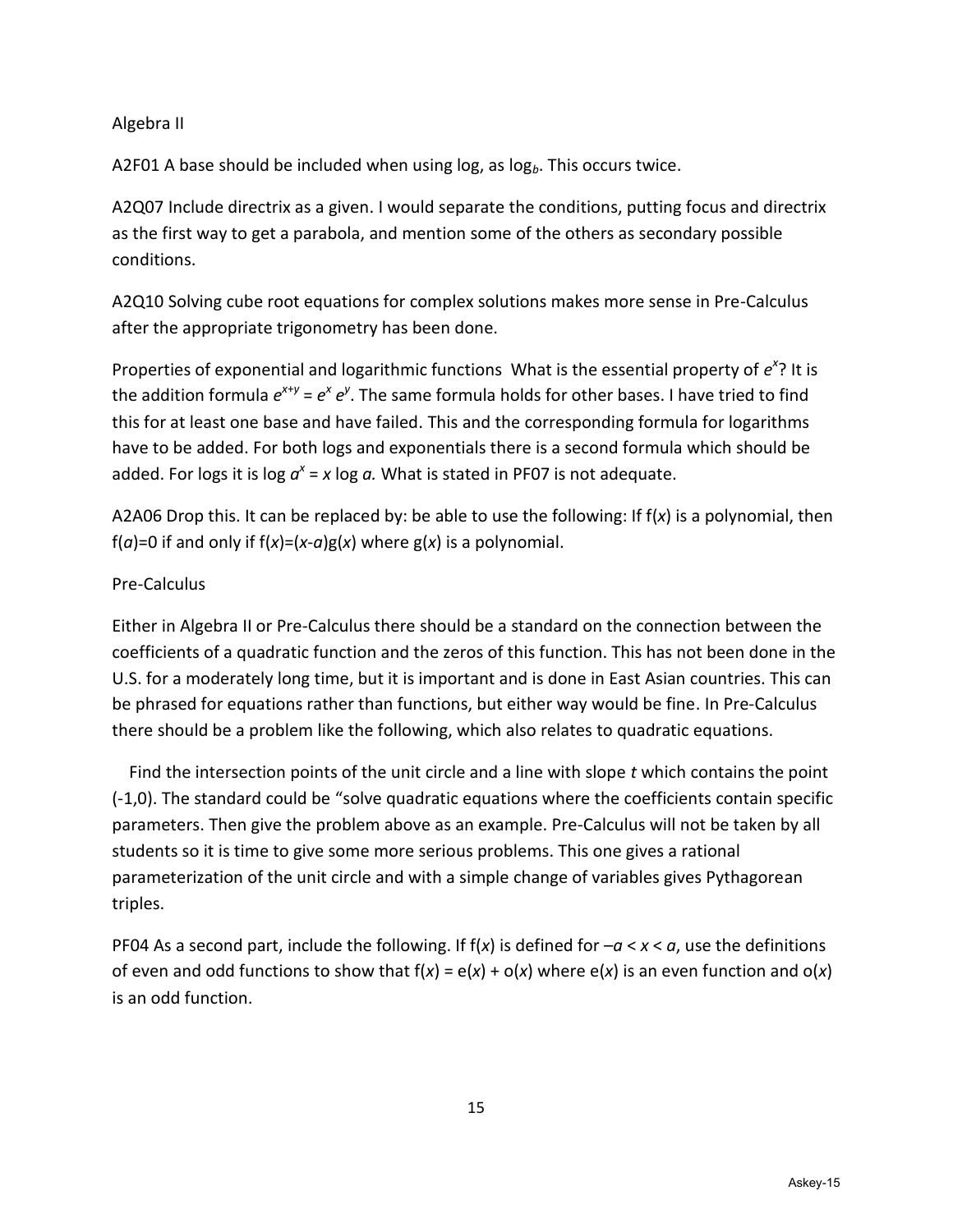Algebra II

A2F01 A base should be included when using log, as $\log_b$. This occurs twice.

A2Q07 Include directrix as a given. I would separate the conditions, putting focus and directrix as the first way to get a parabola, and mention some of the others as secondary possible conditions.

A2Q10 Solving cube root equations for complex solutions makes more sense in Pre-Calculus after the appropriate trigonometry has been done.

Properties of exponential and logarithmic functions What is the essential property of $e^x$? It is the addition formula $e^{x+y} = e^x e^y$. The same formula holds for other bases. I have tried to find this for at least one base and have failed. This and the corresponding formula for logarithms have to be added. For both logs and exponentials there is a second formula which should be added. For logs it is $\log a^x = x \log a$. What is stated in PF07 is not adequate.

A2A06 Drop this. It can be replaced by: be able to use the following: If $f(x)$ is a polynomial, then $f(a)=0$ if and only if $f(x)=(x-a)g(x)$ where $g(x)$ is a polynomial.

Pre-Calculus

Either in Algebra II or Pre-Calculus there should be a standard on the connection between the coefficients of a quadratic function and the zeros of this function. This has not been done in the U.S. for a moderately long time, but it is important and is done in East Asian countries. This can be phrased for equations rather than functions, but either way would be fine. In Pre-Calculus there should be a problem like the following, which also relates to quadratic equations.

Find the intersection points of the unit circle and a line with slope $t$ which contains the point (-1,0). The standard could be "solve quadratic equations where the coefficients contain specific parameters. Then give the problem above as an example. Pre-Calculus will not be taken by all students so it is time to give some more serious problems. This one gives a rational parameterization of the unit circle and with a simple change of variables gives Pythagorean triples.

PF04 As a second part, include the following. If $f(x)$ is defined for $-a < x < a$, use the definitions of even and odd functions to show that $f(x) = e(x) + o(x)$ where $e(x)$ is an even function and $o(x)$ is an odd function.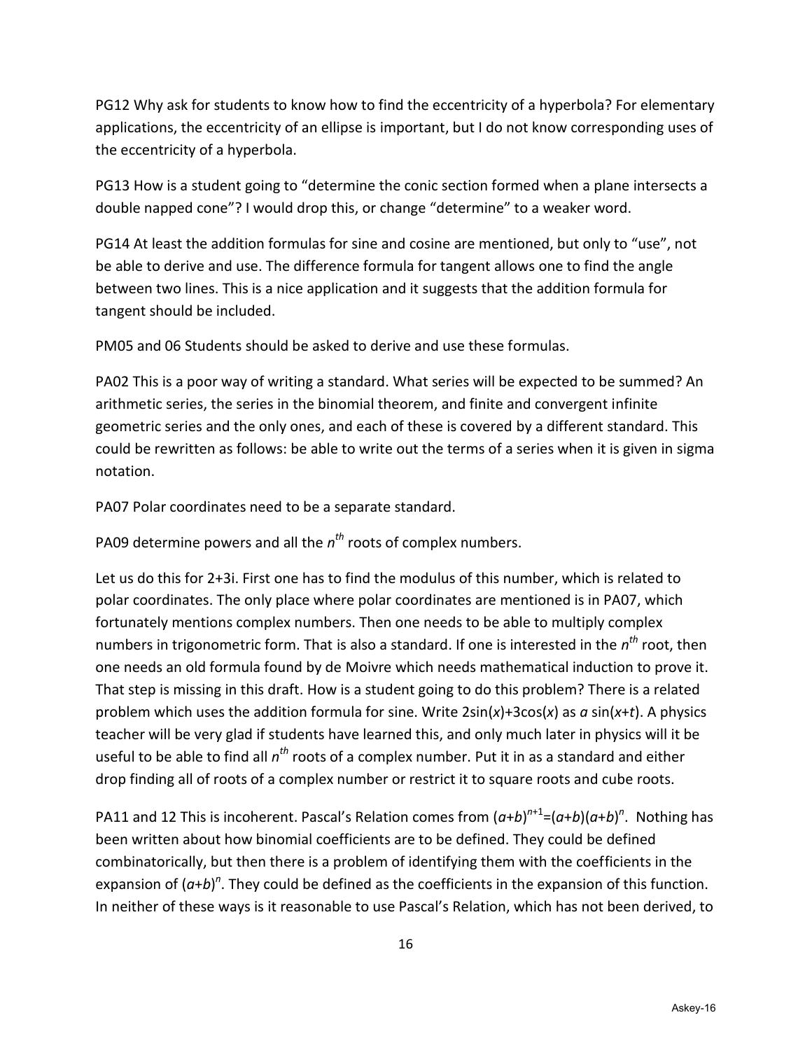PG12 Why ask for students to know how to find the eccentricity of a hyperbola? For elementary applications, the eccentricity of an ellipse is important, but I do not know corresponding uses of the eccentricity of a hyperbola.

PG13 How is a student going to "determine the conic section formed when a plane intersects a double napped cone"? I would drop this, or change "determine" to a weaker word.

PG14 At least the addition formulas for sine and cosine are mentioned, but only to "use", not be able to derive and use. The difference formula for tangent allows one to find the angle between two lines. This is a nice application and it suggests that the addition formula for tangent should be included.

PM05 and 06 Students should be asked to derive and use these formulas.

PA02 This is a poor way of writing a standard. What series will be expected to be summed? An arithmetic series, the series in the binomial theorem, and finite and convergent infinite geometric series and the only ones, and each of these is covered by a different standard. This could be rewritten as follows: be able to write out the terms of a series when it is given in sigma notation.

PA07 Polar coordinates need to be a separate standard.

PA09 determine powers and all the $n^{th}$ roots of complex numbers.

Let us do this for 2+3i. First one has to find the modulus of this number, which is related to polar coordinates. The only place where polar coordinates are mentioned is in PA07, which fortunately mentions complex numbers. Then one needs to be able to multiply complex numbers in trigonometric form. That is also a standard. If one is interested in the $n^{th}$ root, then one needs an old formula found by de Moivre which needs mathematical induction to prove it. That step is missing in this draft. How is a student going to do this problem? There is a related problem which uses the addition formula for sine. Write $2\sin(x)+3\cos(x)$ as $a\sin(x+t)$. A physics teacher will be very glad if students have learned this, and only much later in physics will it be useful to be able to find all $n^{th}$ roots of a complex number. Put it in as a standard and either drop finding all of roots of a complex number or restrict it to square roots and cube roots.

PA11 and 12 This is incoherent. Pascal's Relation comes from $(a+b)^{n+1}=(a+b)(a+b)^n$. Nothing has been written about how binomial coefficients are to be defined. They could be defined combinatorically, but then there is a problem of identifying them with the coefficients in the expansion of $(a+b)^n$. They could be defined as the coefficients in the expansion of this function. In neither of these ways is it reasonable to use Pascal's Relation, which has not been derived, to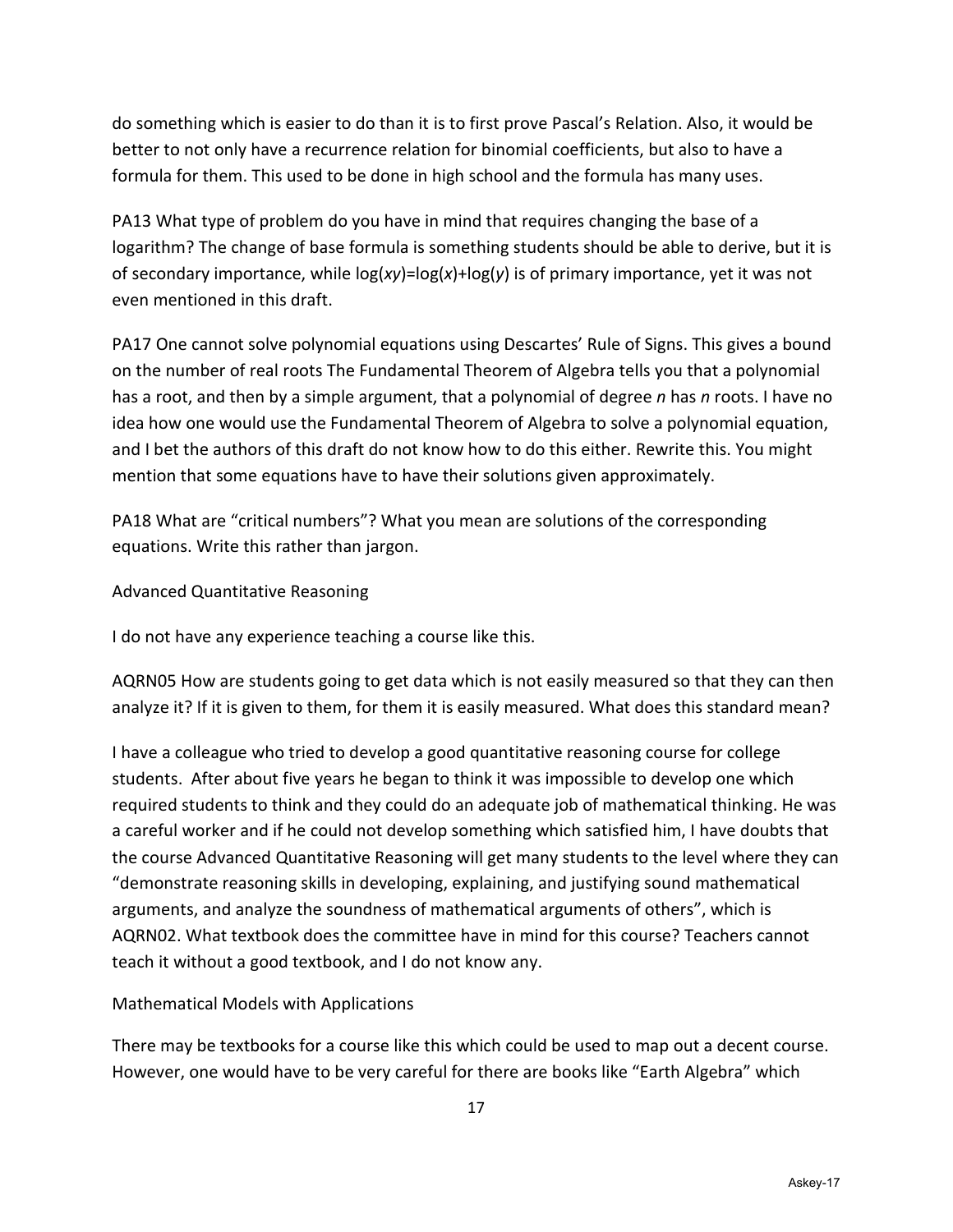do something which is easier to do than it is to first prove Pascal's Relation. Also, it would be better to not only have a recurrence relation for binomial coefficients, but also to have a formula for them. This used to be done in high school and the formula has many uses.

PA13 What type of problem do you have in mind that requires changing the base of a logarithm? The change of base formula is something students should be able to derive, but it is of secondary importance, while $\log(xy)=\log(x)+\log(y)$ is of primary importance, yet it was not even mentioned in this draft.

PA17 One cannot solve polynomial equations using Descartes' Rule of Signs. This gives a bound on the number of real roots The Fundamental Theorem of Algebra tells you that a polynomial has a root, and then by a simple argument, that a polynomial of degree $n$ has $n$ roots. I have no idea how one would use the Fundamental Theorem of Algebra to solve a polynomial equation, and I bet the authors of this draft do not know how to do this either. Rewrite this. You might mention that some equations have to have their solutions given approximately.

PA18 What are "critical numbers"? What you mean are solutions of the corresponding equations. Write this rather than jargon.

Advanced Quantitative Reasoning

I do not have any experience teaching a course like this.

AQRN05 How are students going to get data which is not easily measured so that they can then analyze it? If it is given to them, for them it is easily measured. What does this standard mean?

I have a colleague who tried to develop a good quantitative reasoning course for college students. After about five years he began to think it was impossible to develop one which required students to think and they could do an adequate job of mathematical thinking. He was a careful worker and if he could not develop something which satisfied him, I have doubts that the course Advanced Quantitative Reasoning will get many students to the level where they can "demonstrate reasoning skills in developing, explaining, and justifying sound mathematical arguments, and analyze the soundness of mathematical arguments of others", which is AQRN02. What textbook does the committee have in mind for this course? Teachers cannot teach it without a good textbook, and I do not know any.

Mathematical Models with Applications

There may be textbooks for a course like this which could be used to map out a decent course. However, one would have to be very careful for there are books like "Earth Algebra" which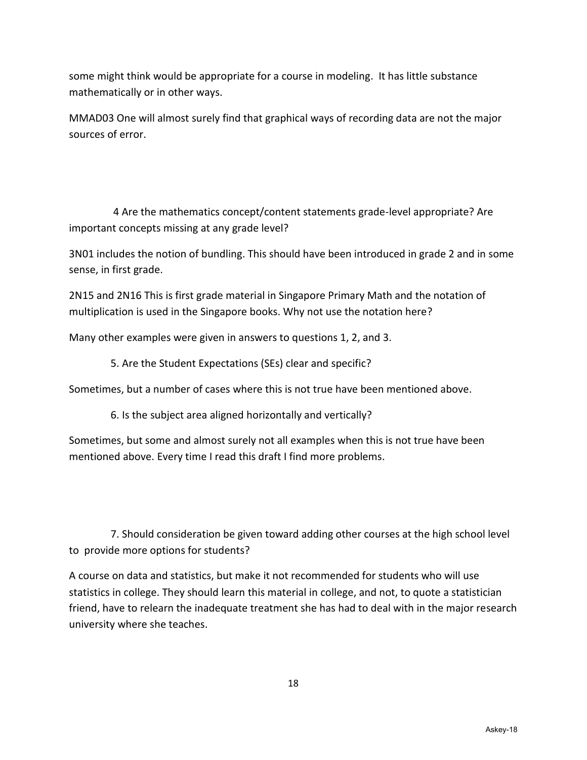some might think would be appropriate for a course in modeling. It has little substance mathematically or in other ways.

MMAD03 One will almost surely find that graphical ways of recording data are not the major sources of error.

4 Are the mathematics concept/content statements grade-level appropriate? Are important concepts missing at any grade level?

3N01 includes the notion of bundling. This should have been introduced in grade 2 and in some sense, in first grade.

2N15 and 2N16 This is first grade material in Singapore Primary Math and the notation of multiplication is used in the Singapore books. Why not use the notation here?

Many other examples were given in answers to questions 1, 2, and 3.

5. Are the Student Expectations (SEs) clear and specific?

Sometimes, but a number of cases where this is not true have been mentioned above.

6. Is the subject area aligned horizontally and vertically?

Sometimes, but some and almost surely not all examples when this is not true have been mentioned above. Every time I read this draft I find more problems.

7. Should consideration be given toward adding other courses at the high school level to provide more options for students?

A course on data and statistics, but make it not recommended for students who will use statistics in college. They should learn this material in college, and not, to quote a statistician friend, have to relearn the inadequate treatment she has had to deal with in the major research university where she teaches.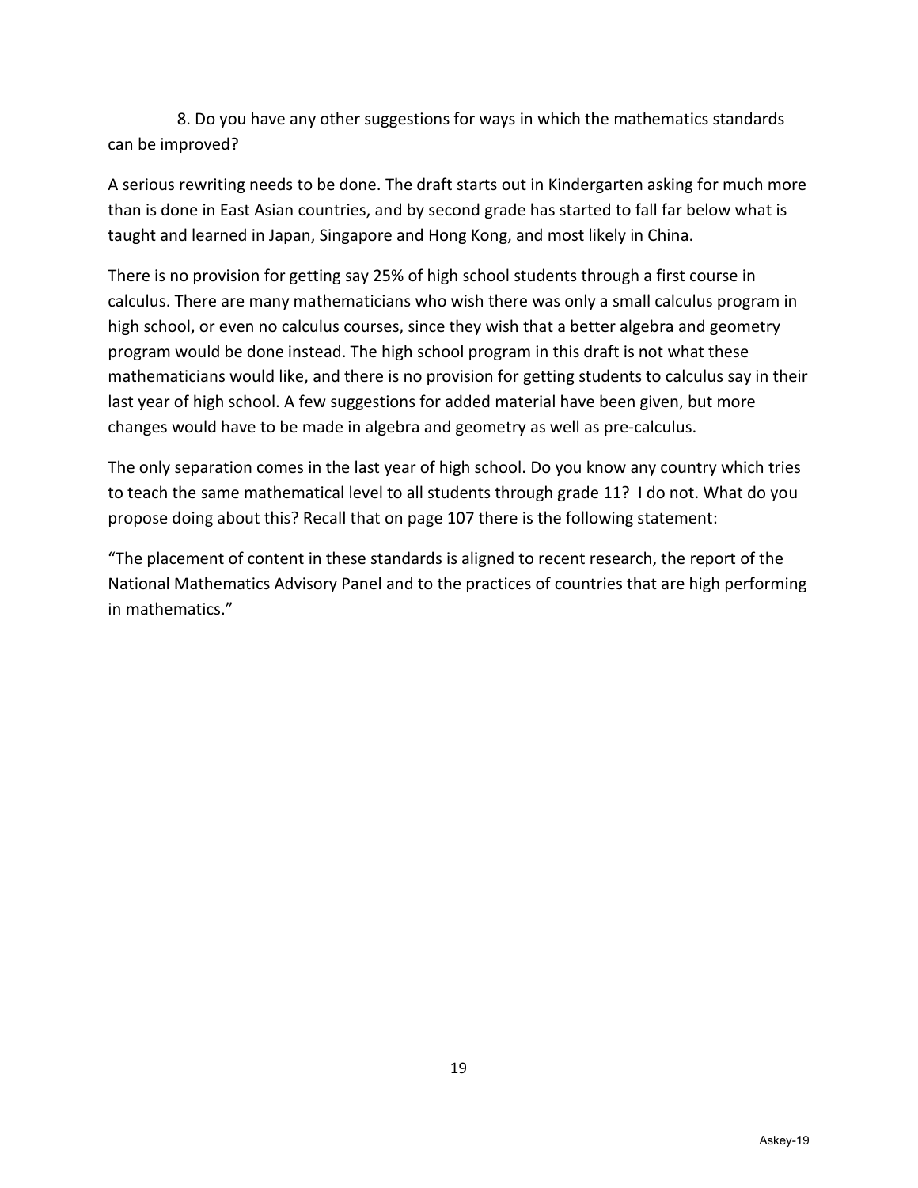8. Do you have any other suggestions for ways in which the mathematics standards can be improved?

A serious rewriting needs to be done. The draft starts out in Kindergarten asking for much more than is done in East Asian countries, and by second grade has started to fall far below what is taught and learned in Japan, Singapore and Hong Kong, and most likely in China.

There is no provision for getting say 25% of high school students through a first course in calculus. There are many mathematicians who wish there was only a small calculus program in high school, or even no calculus courses, since they wish that a better algebra and geometry program would be done instead. The high school program in this draft is not what these mathematicians would like, and there is no provision for getting students to calculus say in their last year of high school. A few suggestions for added material have been given, but more changes would have to be made in algebra and geometry as well as pre-calculus.

The only separation comes in the last year of high school. Do you know any country which tries to teach the same mathematical level to all students through grade 11? I do not. What do you propose doing about this? Recall that on page 107 there is the following statement:

"The placement of content in these standards is aligned to recent research, the report of the National Mathematics Advisory Panel and to the practices of countries that are high performing in mathematics."